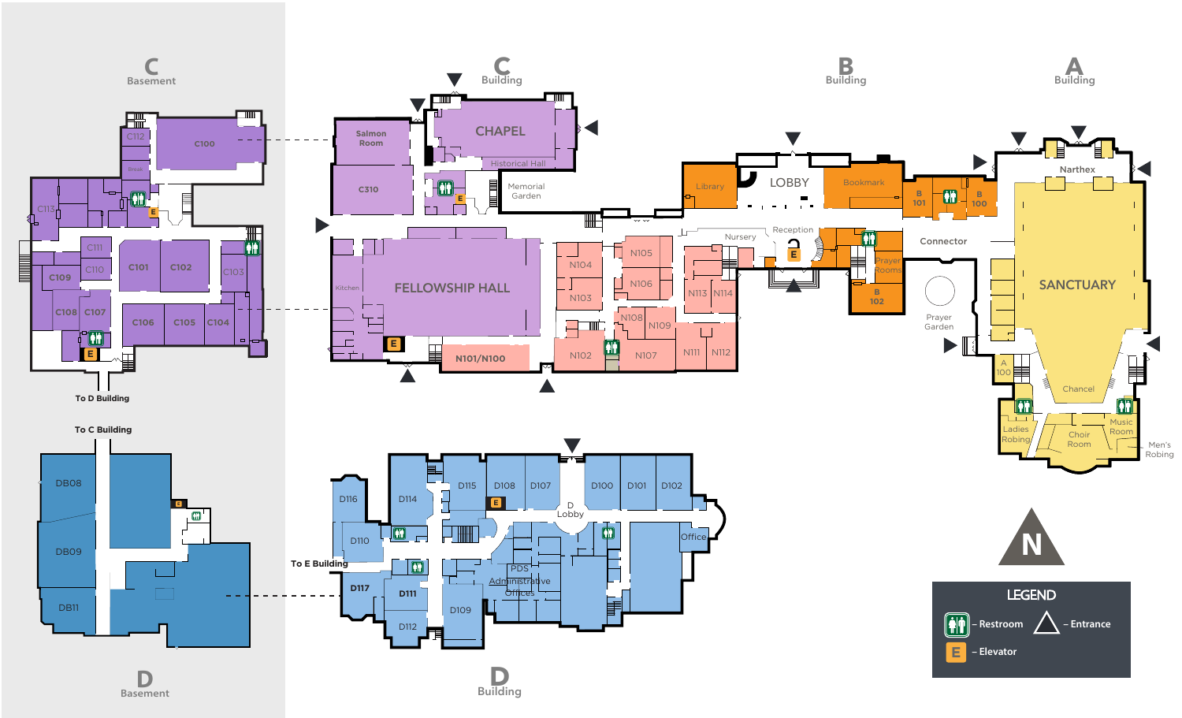# C Basement

C112, C100, Break, C113, C111, C110, C109, C101, C102, C103, C108, C107, C106, C105, C104

To D Building

# C Building

Salmon Room, CHAPEL, Historical Hall, C310, Memorial Garden, Kitchen, FELLOWSHIP HALL, N101/N100

N104, N105, N103, N106, N113, N114, N108, N109, N102, N107, N111, N112

# B Building

Library, LOBBY, Bookmark, B 101, B 100, Nursery, Reception, Prayer Rooms, B 102, Connector, Prayer Garden

# A Building

Narthex, SANCTUARY, A 100, Chancel, Ladies Robing, Choir Room, Music Room, Men's Robing

To C Building

# D Basement

DB08, DB09, DB11

# D Building

D116, D114, D115, D108, D107, D100, D101, D102, D Lobby, D110, Office, To E Building, D117, D111, PDS Administrative Offices, D109, D112

**N**

## LEGEND

- Restroom
- Entrance
- E – Elevator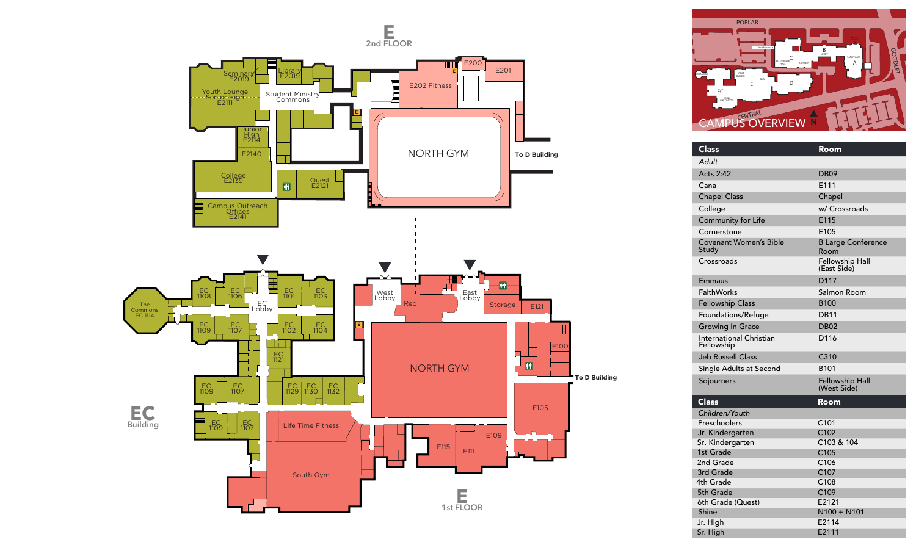E
2nd FLOOR

Seminary E2019
Library E2019
Youth Lounge Senior High E2111
Student Ministry Commons
Junior High E2114
E2140
College E2139
Quest E2121
Campus Outreach Offices E2141
E200
E201
E202 Fitness
NORTH GYM
To D Building

The Commons EC 1114
EC 1108
EC 1106
EC Lobby
EC 1101
EC 1103
EC 1109
EC 1107
EC 1102
EC 1104
EC 1121
EC 1109
EC 1107
EC 1129
EC 1130
EC 1132
EC 1109
EC 1107

EC
Building

West Lobby
Rec
East Lobby
Storage
E121
E100
NORTH GYM
To D Building
E105
Life Time Fitness
South Gym
E115
E111
E109

E
1st FLOOR

CAMPUS OVERVIEW
POPLAR
GOODLETT
CENTRAL
N

| Class | Room |
|---|---|
| *Adult* | |
| Acts 2:42 | DB09 |
| Cana | E111 |
| Chapel Class | Chapel |
| College | w/ Crossroads |
| Community for Life | E115 |
| Cornerstone | E105 |
| Covenant Women's Bible Study | B Large Conference Room |
| Crossroads | Fellowship Hall (East Side) |
| Emmaus | D117 |
| FaithWorks | Salmon Room |
| Fellowship Class | B100 |
| Foundations/Refuge | DB11 |
| Growing In Grace | DB02 |
| International Christian Fellowship | D116 |
| Jeb Russell Class | C310 |
| Single Adults at Second | B101 |
| Sojourners | Fellowship Hall (West Side) |

| Class | Room |
|---|---|
| *Children/Youth* | |
| Preschoolers | C101 |
| Jr. Kindergarten | C102 |
| Sr. Kindergarten | C103 & 104 |
| 1st Grade | C105 |
| 2nd Grade | C106 |
| 3rd Grade | C107 |
| 4th Grade | C108 |
| 5th Grade | C109 |
| 6th Grade (Quest) | E2121 |
| Shine | N100 + N101 |
| Jr. High | E2114 |
| Sr. High | E2111 |